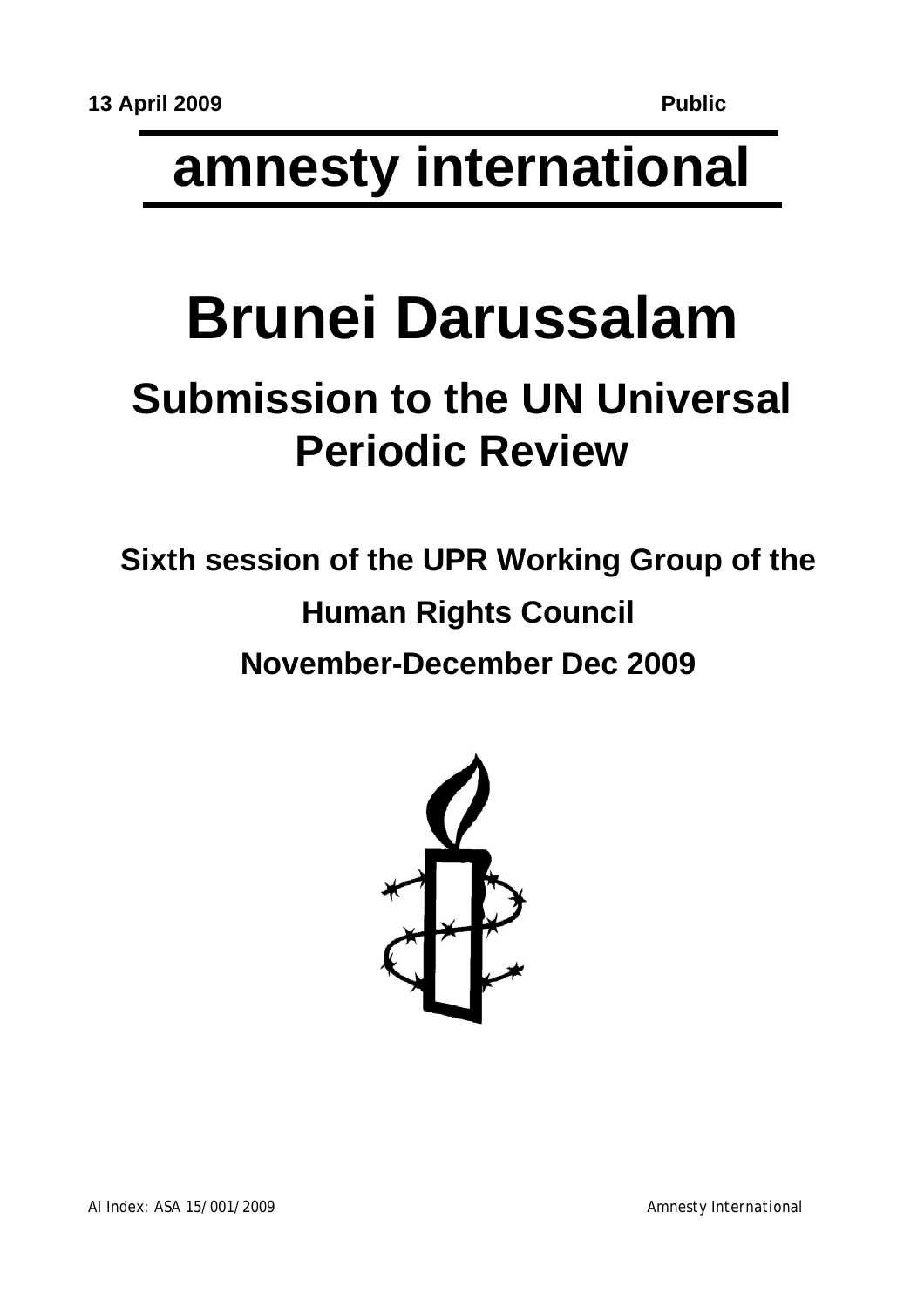**13 April 2009** **Public**

# amnesty international

# Brunei Darussalam

## Submission to the UN Universal Periodic Review

### Sixth session of the UPR Working Group of the Human Rights Council

### November-December Dec 2009

AI Index: ASA 15/001/2009 *Amnesty International*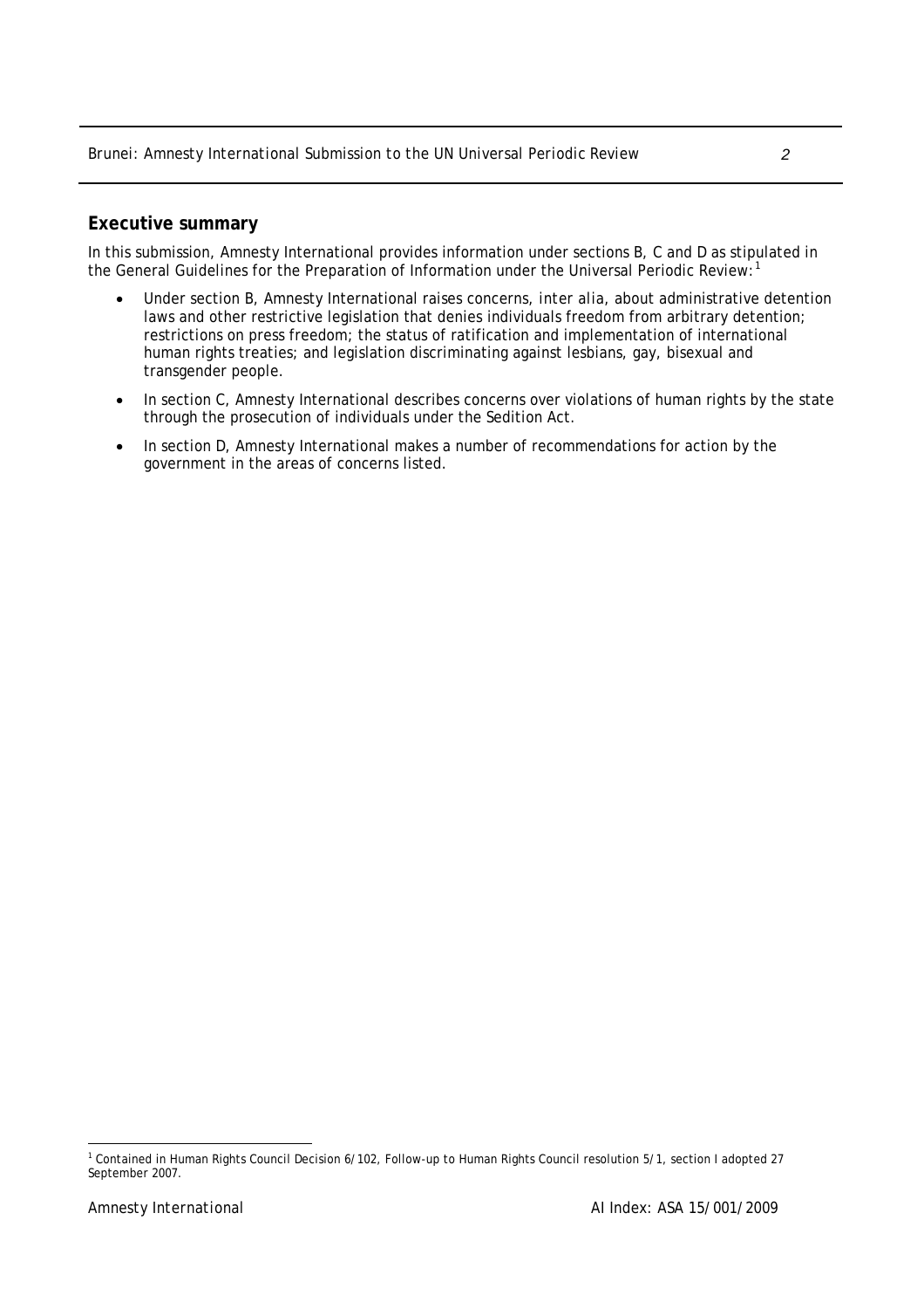## Executive summary

In this submission, Amnesty International provides information under sections B, C and D as stipulated in the General Guidelines for the Preparation of Information under the Universal Periodic Review:[1]

- Under section B, Amnesty International raises concerns, *inter alia*, about administrative detention laws and other restrictive legislation that denies individuals freedom from arbitrary detention; restrictions on press freedom; the status of ratification and implementation of international human rights treaties; and legislation discriminating against lesbians, gay, bisexual and transgender people.
- In section C, Amnesty International describes concerns over violations of human rights by the state through the prosecution of individuals under the Sedition Act.
- In section D, Amnesty International makes a number of recommendations for action by the government in the areas of concerns listed.

[1] Contained in Human Rights Council Decision 6/102, Follow-up to Human Rights Council resolution 5/1, section I adopted 27 September 2007.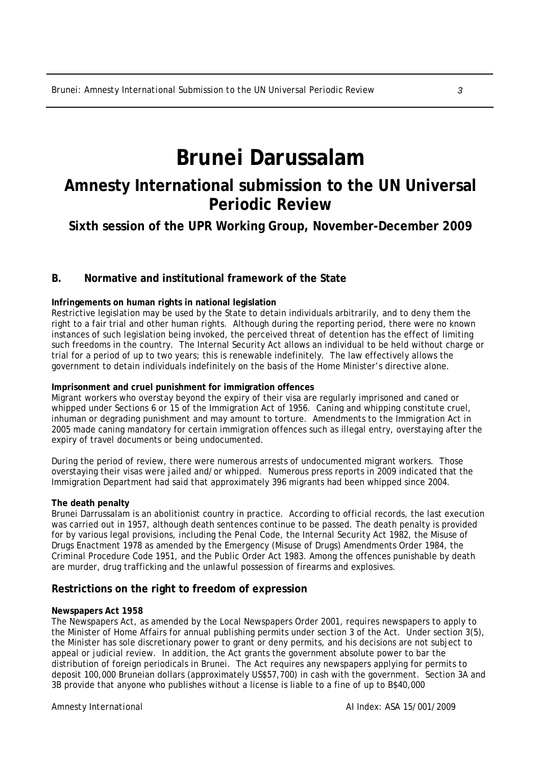# Brunei Darussalam

## Amnesty International submission to the UN Universal Periodic Review

### Sixth session of the UPR Working Group, November-December 2009

### B. Normative and institutional framework of the State

**Infringements on human rights in national legislation**

Restrictive legislation may be used by the State to detain individuals arbitrarily, and to deny them the right to a fair trial and other human rights. Although during the reporting period, there were no known instances of such legislation being invoked, the perceived threat of detention has the effect of limiting such freedoms in the country. The Internal Security Act allows an individual to be held without charge or trial for a period of up to two years; this is renewable indefinitely. The law effectively allows the government to detain individuals indefinitely on the basis of the Home Minister's directive alone.

**Imprisonment and cruel punishment for immigration offences**

Migrant workers who overstay beyond the expiry of their visa are regularly imprisoned and caned or whipped under Sections 6 or 15 of the Immigration Act of 1956. Caning and whipping constitute cruel, inhuman or degrading punishment and may amount to torture. Amendments to the Immigration Act in 2005 made caning mandatory for certain immigration offences such as illegal entry, overstaying after the expiry of travel documents or being undocumented.

During the period of review, there were numerous arrests of undocumented migrant workers. Those overstaying their visas were jailed and/or whipped. Numerous press reports in 2009 indicated that the Immigration Department had said that approximately 396 migrants had been whipped since 2004.

**The death penalty**

Brunei Darrussalam is an abolitionist country in practice. According to official records, the last execution was carried out in 1957, although death sentences continue to be passed. The death penalty is provided for by various legal provisions, including the Penal Code, the Internal Security Act 1982, the Misuse of Drugs Enactment 1978 as amended by the Emergency (Misuse of Drugs) Amendments Order 1984, the Criminal Procedure Code 1951, and the Public Order Act 1983. Among the offences punishable by death are murder, drug trafficking and the unlawful possession of firearms and explosives.

### Restrictions on the right to freedom of expression

**Newspapers Act 1958**

The Newspapers Act, as amended by the Local Newspapers Order 2001, requires newspapers to apply to the Minister of Home Affairs for annual publishing permits under section 3 of the Act. Under section 3(5), the Minister has sole discretionary power to grant or deny permits, and his decisions are not subject to appeal or judicial review. In addition, the Act grants the government absolute power to bar the distribution of foreign periodicals in Brunei. The Act requires any newspapers applying for permits to deposit 100,000 Bruneian dollars (approximately US$57,700) in cash with the government. Section 3A and 3B provide that anyone who publishes without a license is liable to a fine of up to B$40,000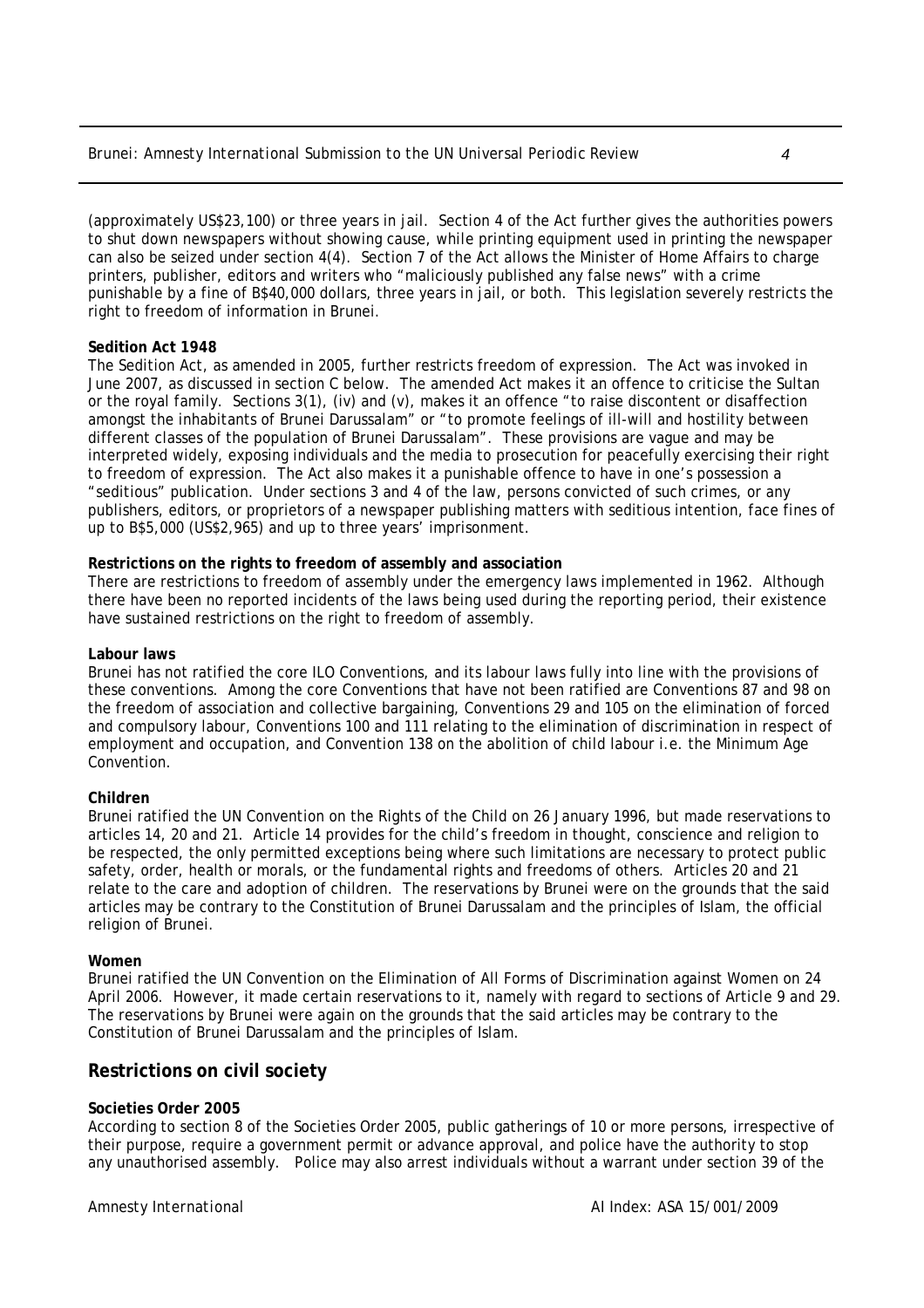(approximately US$23,100) or three years in jail. Section 4 of the Act further gives the authorities powers to shut down newspapers without showing cause, while printing equipment used in printing the newspaper can also be seized under section 4(4). Section 7 of the Act allows the Minister of Home Affairs to charge printers, publisher, editors and writers who "maliciously published any false news" with a crime punishable by a fine of B$40,000 dollars, three years in jail, or both. This legislation severely restricts the right to freedom of information in Brunei.

**Sedition Act 1948**

The Sedition Act, as amended in 2005, further restricts freedom of expression. The Act was invoked in June 2007, as discussed in section C below. The amended Act makes it an offence to criticise the Sultan or the royal family. Sections 3(1), (iv) and (v), makes it an offence "to raise discontent or disaffection amongst the inhabitants of Brunei Darussalam" or "to promote feelings of ill-will and hostility between different classes of the population of Brunei Darussalam". These provisions are vague and may be interpreted widely, exposing individuals and the media to prosecution for peacefully exercising their right to freedom of expression. The Act also makes it a punishable offence to have in one's possession a "seditious" publication. Under sections 3 and 4 of the law, persons convicted of such crimes, or any publishers, editors, or proprietors of a newspaper publishing matters with seditious intention, face fines of up to B$5,000 (US$2,965) and up to three years' imprisonment.

**Restrictions on the rights to freedom of assembly and association**

There are restrictions to freedom of assembly under the emergency laws implemented in 1962. Although there have been no reported incidents of the laws being used during the reporting period, their existence have sustained restrictions on the right to freedom of assembly.

**Labour laws**

Brunei has not ratified the core ILO Conventions, and its labour laws fully into line with the provisions of these conventions. Among the core Conventions that have not been ratified are Conventions 87 and 98 on the freedom of association and collective bargaining, Conventions 29 and 105 on the elimination of forced and compulsory labour, Conventions 100 and 111 relating to the elimination of discrimination in respect of employment and occupation, and Convention 138 on the abolition of child labour i.e. the Minimum Age Convention.

**Children**

Brunei ratified the UN Convention on the Rights of the Child on 26 January 1996, but made reservations to articles 14, 20 and 21. Article 14 provides for the child's freedom in thought, conscience and religion to be respected, the only permitted exceptions being where such limitations are necessary to protect public safety, order, health or morals, or the fundamental rights and freedoms of others. Articles 20 and 21 relate to the care and adoption of children. The reservations by Brunei were on the grounds that the said articles may be contrary to the Constitution of Brunei Darussalam and the principles of Islam, the official religion of Brunei.

**Women**

Brunei ratified the UN Convention on the Elimination of All Forms of Discrimination against Women on 24 April 2006. However, it made certain reservations to it, namely with regard to sections of Article 9 and 29. The reservations by Brunei were again on the grounds that the said articles may be contrary to the Constitution of Brunei Darussalam and the principles of Islam.

## Restrictions on civil society

**Societies Order 2005**

According to section 8 of the Societies Order 2005, public gatherings of 10 or more persons, irrespective of their purpose, require a government permit or advance approval, and police have the authority to stop any unauthorised assembly. Police may also arrest individuals without a warrant under section 39 of the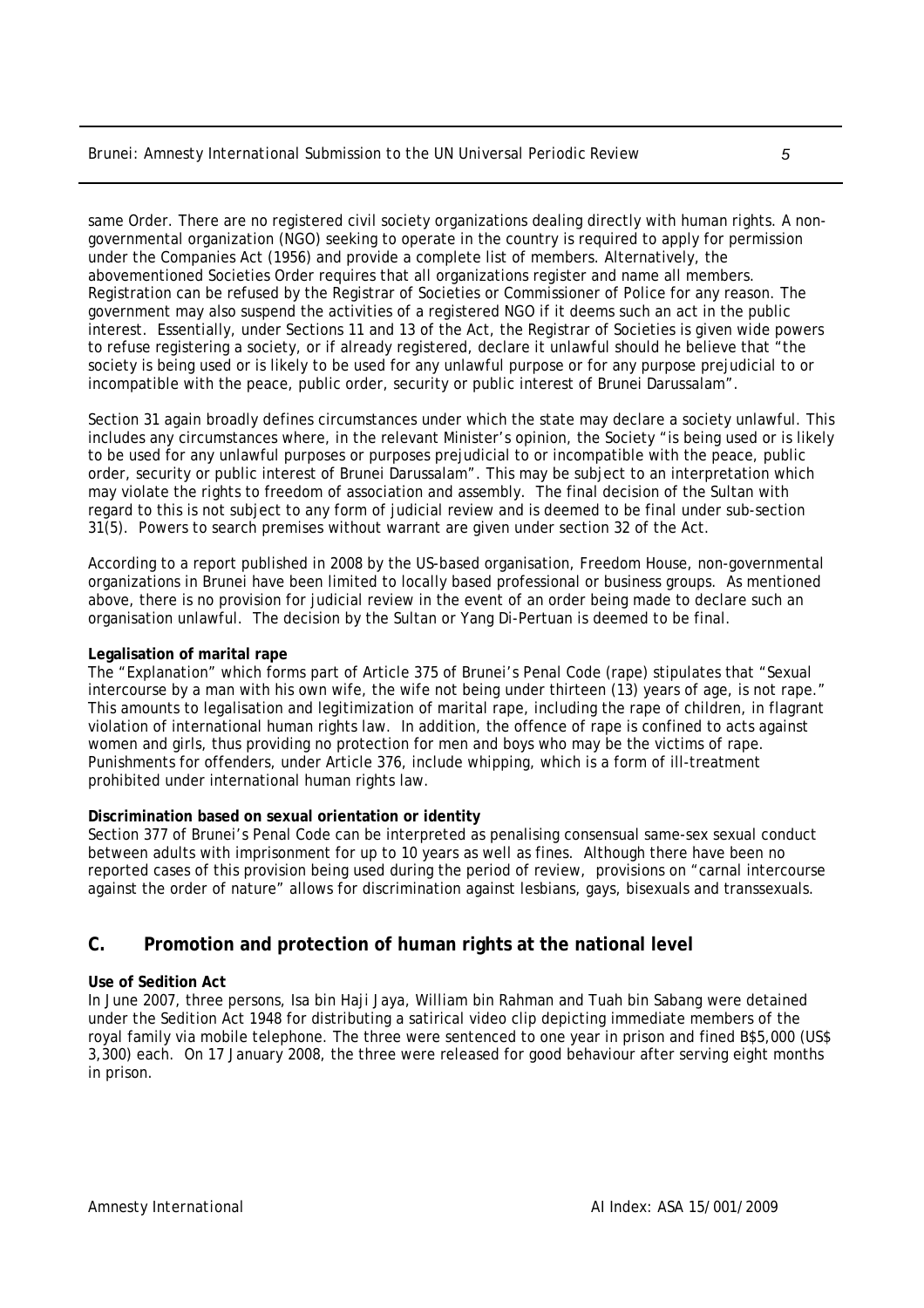same Order. There are no registered civil society organizations dealing directly with human rights. A non-governmental organization (NGO) seeking to operate in the country is required to apply for permission under the Companies Act (1956) and provide a complete list of members. Alternatively, the abovementioned Societies Order requires that all organizations register and name all members. Registration can be refused by the Registrar of Societies or Commissioner of Police for any reason. The government may also suspend the activities of a registered NGO if it deems such an act in the public interest. Essentially, under Sections 11 and 13 of the Act, the Registrar of Societies is given wide powers to refuse registering a society, or if already registered, declare it unlawful should he believe that "the society is being used or is likely to be used for any unlawful purpose or for any purpose prejudicial to or incompatible with the peace, public order, security or public interest of Brunei Darussalam".

Section 31 again broadly defines circumstances under which the state may declare a society unlawful. This includes any circumstances where, in the relevant Minister's opinion, the Society "is being used or is likely to be used for any unlawful purposes or purposes prejudicial to or incompatible with the peace, public order, security or public interest of Brunei Darussalam". This may be subject to an interpretation which may violate the rights to freedom of association and assembly. The final decision of the Sultan with regard to this is not subject to any form of judicial review and is deemed to be final under sub-section 31(5). Powers to search premises without warrant are given under section 32 of the Act.

According to a report published in 2008 by the US-based organisation, Freedom House, non-governmental organizations in Brunei have been limited to locally based professional or business groups. As mentioned above, there is no provision for judicial review in the event of an order being made to declare such an organisation unlawful. The decision by the Sultan or Yang Di-Pertuan is deemed to be final.

**Legalisation of marital rape**

The "Explanation" which forms part of Article 375 of Brunei's Penal Code (rape) stipulates that "Sexual intercourse by a man with his own wife, the wife not being under thirteen (13) years of age, is not rape." This amounts to legalisation and legitimization of marital rape, including the rape of children, in flagrant violation of international human rights law. In addition, the offence of rape is confined to acts against women and girls, thus providing no protection for men and boys who may be the victims of rape. Punishments for offenders, under Article 376, include whipping, which is a form of ill-treatment prohibited under international human rights law.

**Discrimination based on sexual orientation or identity**

Section 377 of Brunei's Penal Code can be interpreted as penalising consensual same-sex sexual conduct between adults with imprisonment for up to 10 years as well as fines. Although there have been no reported cases of this provision being used during the period of review, provisions on "carnal intercourse against the order of nature" allows for discrimination against lesbians, gays, bisexuals and transsexuals.

## C. Promotion and protection of human rights at the national level

**Use of Sedition Act**

In June 2007, three persons, Isa bin Haji Jaya, William bin Rahman and Tuah bin Sabang were detained under the Sedition Act 1948 for distributing a satirical video clip depicting immediate members of the royal family via mobile telephone. The three were sentenced to one year in prison and fined B$5,000 (US$ 3,300) each. On 17 January 2008, the three were released for good behaviour after serving eight months in prison.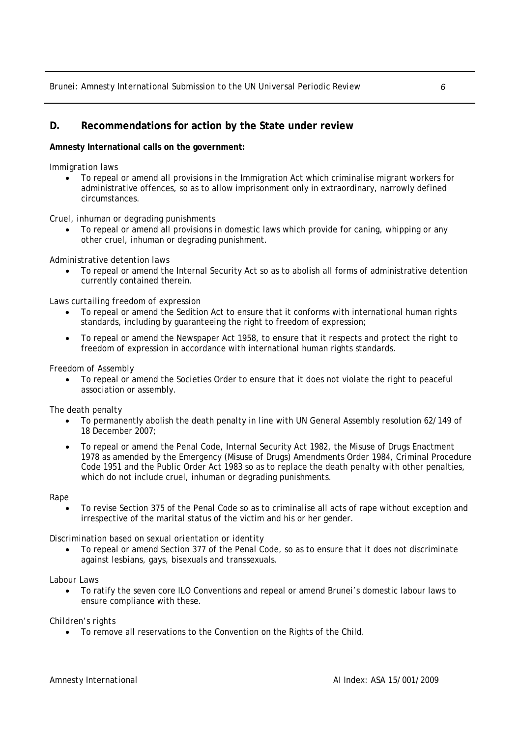## D. Recommendations for action by the State under review

**Amnesty International calls on the government:**

*Immigration laws*

- To repeal or amend all provisions in the Immigration Act which criminalise migrant workers for administrative offences, so as to allow imprisonment only in extraordinary, narrowly defined circumstances.

*Cruel, inhuman or degrading punishments*

- To repeal or amend all provisions in domestic laws which provide for caning, whipping or any other cruel, inhuman or degrading punishment.

*Administrative detention laws*

- To repeal or amend the Internal Security Act so as to abolish all forms of administrative detention currently contained therein.

*Laws curtailing freedom of expression*

- To repeal or amend the Sedition Act to ensure that it conforms with international human rights standards, including by guaranteeing the right to freedom of expression;
- To repeal or amend the Newspaper Act 1958, to ensure that it respects and protect the right to freedom of expression in accordance with international human rights standards.

*Freedom of Assembly*

- To repeal or amend the Societies Order to ensure that it does not violate the right to peaceful association or assembly.

*The death penalty*

- To permanently abolish the death penalty in line with UN General Assembly resolution 62/149 of 18 December 2007;
- To repeal or amend the Penal Code, Internal Security Act 1982, the Misuse of Drugs Enactment 1978 as amended by the Emergency (Misuse of Drugs) Amendments Order 1984, Criminal Procedure Code 1951 and the Public Order Act 1983 so as to replace the death penalty with other penalties, which do not include cruel, inhuman or degrading punishments.

*Rape*

- To revise Section 375 of the Penal Code so as to criminalise all acts of rape without exception and irrespective of the marital status of the victim and his or her gender.

*Discrimination based on sexual orientation or identity*

- To repeal or amend Section 377 of the Penal Code, so as to ensure that it does not discriminate against lesbians, gays, bisexuals and transsexuals.

*Labour Laws*

- To ratify the seven core ILO Conventions and repeal or amend Brunei's domestic labour laws to ensure compliance with these.

*Children's rights*

- To remove all reservations to the Convention on the Rights of the Child.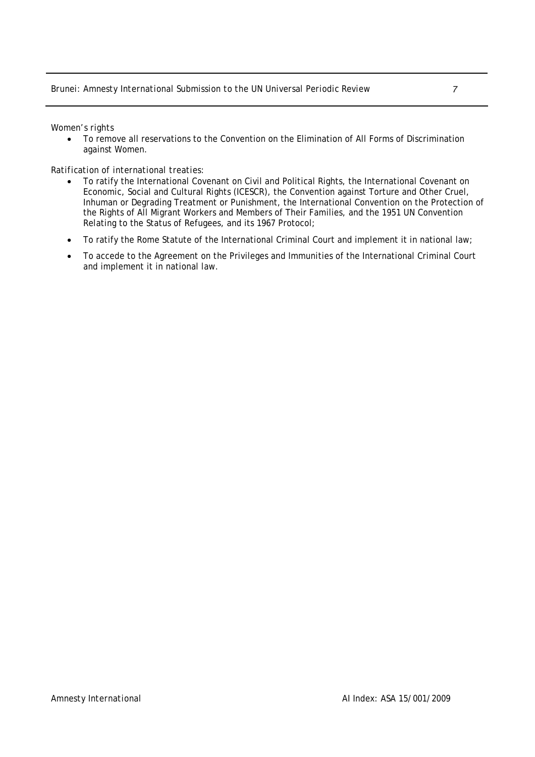*Women's rights*

- To remove all reservations to the Convention on the Elimination of All Forms of Discrimination against Women.

*Ratification of international treaties:*

- To ratify the International Covenant on Civil and Political Rights, the International Covenant on Economic, Social and Cultural Rights (ICESCR), the Convention against Torture and Other Cruel, Inhuman or Degrading Treatment or Punishment, the International Convention on the Protection of the Rights of All Migrant Workers and Members of Their Families, and the 1951 UN Convention Relating to the Status of Refugees, and its 1967 Protocol;
- To ratify the Rome Statute of the International Criminal Court and implement it in national law;
- To accede to the Agreement on the Privileges and Immunities of the International Criminal Court and implement it in national law.